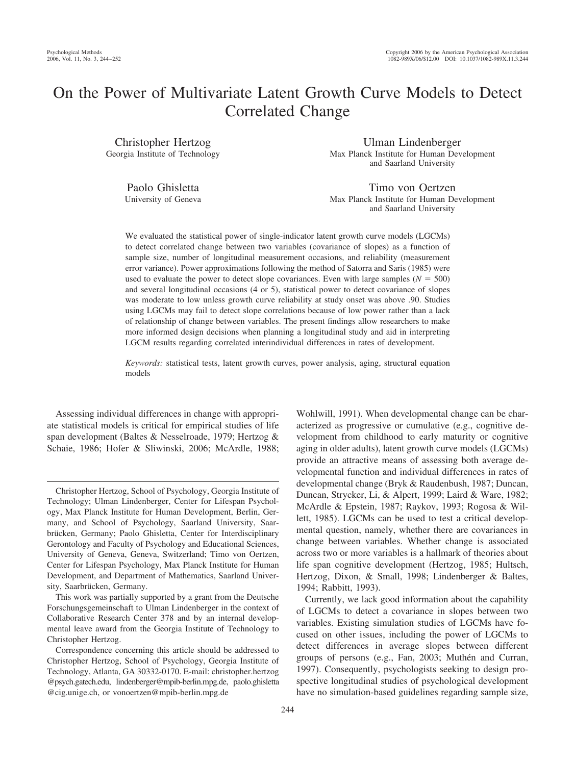# On the Power of Multivariate Latent Growth Curve Models to Detect Correlated Change

Christopher Hertzog
Georgia Institute of Technology

Ulman Lindenberger
Max Planck Institute for Human Development and Saarland University

Paolo Ghisletta
University of Geneva

Timo von Oertzen
Max Planck Institute for Human Development and Saarland University

We evaluated the statistical power of single-indicator latent growth curve models (LGCMs) to detect correlated change between two variables (covariance of slopes) as a function of sample size, number of longitudinal measurement occasions, and reliability (measurement error variance). Power approximations following the method of Satorra and Saris (1985) were used to evaluate the power to detect slope covariances. Even with large samples ($N = 500$) and several longitudinal occasions (4 or 5), statistical power to detect covariance of slopes was moderate to low unless growth curve reliability at study onset was above .90. Studies using LGCMs may fail to detect slope correlations because of low power rather than a lack of relationship of change between variables. The present findings allow researchers to make more informed design decisions when planning a longitudinal study and aid in interpreting LGCM results regarding correlated interindividual differences in rates of development.

*Keywords:* statistical tests, latent growth curves, power analysis, aging, structural equation models

Assessing individual differences in change with appropriate statistical models is critical for empirical studies of life span development (Baltes & Nesselroade, 1979; Hertzog & Schaie, 1986; Hofer & Sliwinski, 2006; McArdle, 1988; Wohlwill, 1991). When developmental change can be characterized as progressive or cumulative (e.g., cognitive development from childhood to early maturity or cognitive aging in older adults), latent growth curve models (LGCMs) provide an attractive means of assessing both average developmental function and individual differences in rates of developmental change (Bryk & Raudenbush, 1987; Duncan, Duncan, Strycker, Li, & Alpert, 1999; Laird & Ware, 1982; McArdle & Epstein, 1987; Raykov, 1993; Rogosa & Willett, 1985). LGCMs can be used to test a critical developmental question, namely, whether there are covariances in change between variables. Whether change is associated across two or more variables is a hallmark of theories about life span cognitive development (Hertzog, 1985; Hultsch, Hertzog, Dixon, & Small, 1998; Lindenberger & Baltes, 1994; Rabbitt, 1993).

Currently, we lack good information about the capability of LGCMs to detect a covariance in slopes between two variables. Existing simulation studies of LGCMs have focused on other issues, including the power of LGCMs to detect differences in average slopes between different groups of persons (e.g., Fan, 2003; Muthén and Curran, 1997). Consequently, psychologists seeking to design prospective longitudinal studies of psychological development have no simulation-based guidelines regarding sample size,

---

Christopher Hertzog, School of Psychology, Georgia Institute of Technology; Ulman Lindenberger, Center for Lifespan Psychology, Max Planck Institute for Human Development, Berlin, Germany, and School of Psychology, Saarland University, Saarbrücken, Germany; Paolo Ghisletta, Center for Interdisciplinary Gerontology and Faculty of Psychology and Educational Sciences, University of Geneva, Geneva, Switzerland; Timo von Oertzen, Center for Lifespan Psychology, Max Planck Institute for Human Development, and Department of Mathematics, Saarland University, Saarbrücken, Germany.

This work was partially supported by a grant from the Deutsche Forschungsgemeinschaft to Ulman Lindenberger in the context of Collaborative Research Center 378 and by an internal developmental leave award from the Georgia Institute of Technology to Christopher Hertzog.

Correspondence concerning this article should be addressed to Christopher Hertzog, School of Psychology, Georgia Institute of Technology, Atlanta, GA 30332-0170. E-mail: christopher.hertzog@psych.gatech.edu, lindenberger@mpib-berlin.mpg.de, paolo.ghisletta@cig.unige.ch, or vonoertzen@mpib-berlin.mpg.de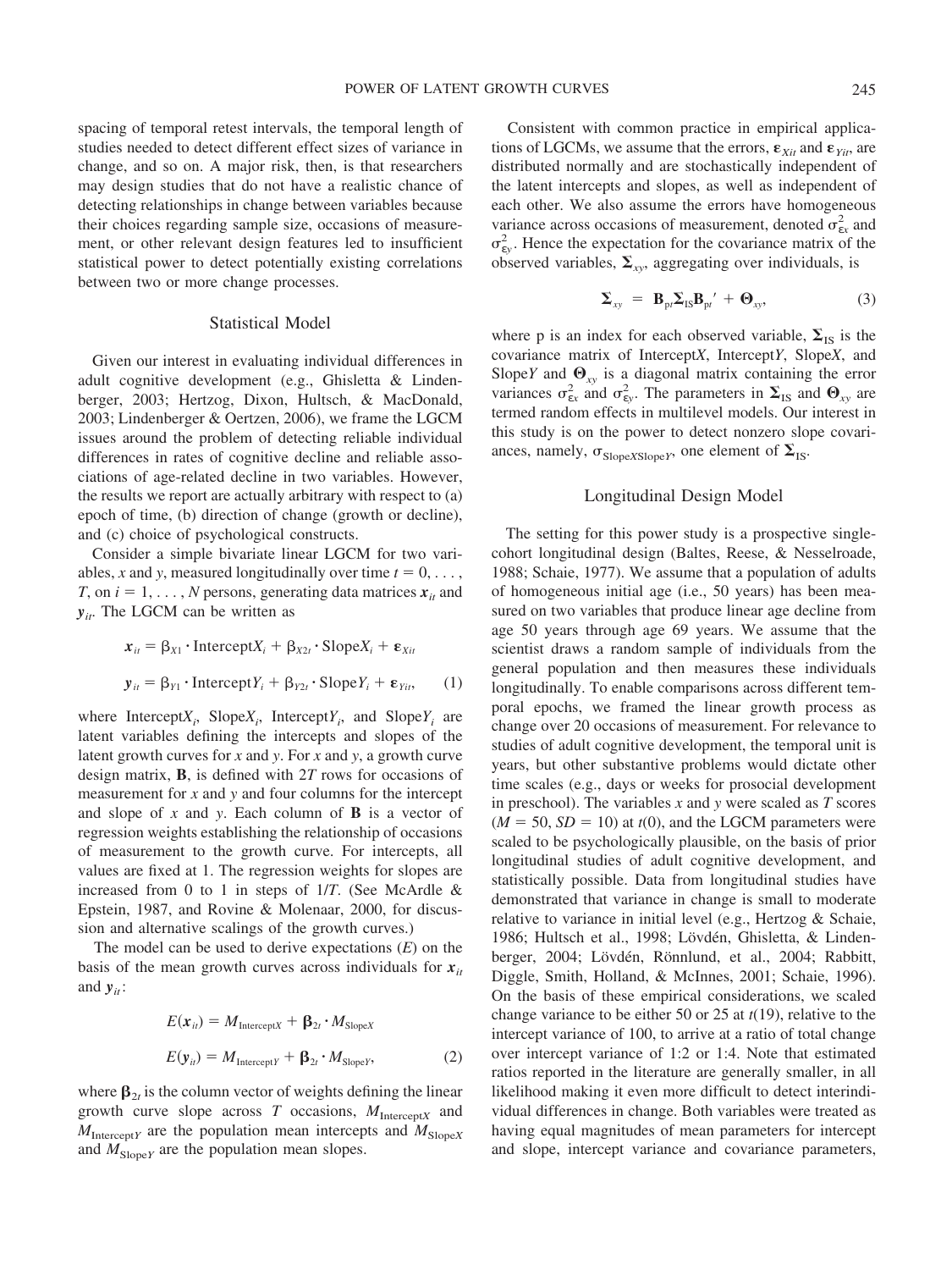spacing of temporal retest intervals, the temporal length of studies needed to detect different effect sizes of variance in change, and so on. A major risk, then, is that researchers may design studies that do not have a realistic chance of detecting relationships in change between variables because their choices regarding sample size, occasions of measurement, or other relevant design features led to insufficient statistical power to detect potentially existing correlations between two or more change processes.

## Statistical Model

Given our interest in evaluating individual differences in adult cognitive development (e.g., Ghisletta & Lindenberger, 2003; Hertzog, Dixon, Hultsch, & MacDonald, 2003; Lindenberger & Oertzen, 2006), we frame the LGCM issues around the problem of detecting reliable individual differences in rates of cognitive decline and reliable associations of age-related decline in two variables. However, the results we report are actually arbitrary with respect to (a) epoch of time, (b) direction of change (growth or decline), and (c) choice of psychological constructs.

Consider a simple bivariate linear LGCM for two variables, *x* and *y*, measured longitudinally over time $t = 0, \ldots, T$, on $i = 1, \ldots, N$ persons, generating data matrices $\boldsymbol{x}_{it}$ and $\boldsymbol{y}_{it}$. The LGCM can be written as

$$\boldsymbol{x}_{it} = \beta_{X1} \cdot \text{Intercept}X_i + \beta_{X2t} \cdot \text{Slope}X_i + \boldsymbol{\varepsilon}_{Xit}$$

$$\boldsymbol{y}_{it} = \beta_{Y1} \cdot \text{Intercept}Y_i + \beta_{Y2t} \cdot \text{Slope}Y_i + \boldsymbol{\varepsilon}_{Yit}, \qquad (1)$$

where Intercept$X_i$, Slope$X_i$, Intercept$Y_i$, and Slope$Y_i$ are latent variables defining the intercepts and slopes of the latent growth curves for *x* and *y*. For *x* and *y*, a growth curve design matrix, $\mathbf{B}$, is defined with $2T$ rows for occasions of measurement for *x* and *y* and four columns for the intercept and slope of *x* and *y*. Each column of $\mathbf{B}$ is a vector of regression weights establishing the relationship of occasions of measurement to the growth curve. For intercepts, all values are fixed at 1. The regression weights for slopes are increased from 0 to 1 in steps of $1/T$. (See McArdle & Epstein, 1987, and Rovine & Molenaar, 2000, for discussion and alternative scalings of the growth curves.)

The model can be used to derive expectations (*E*) on the basis of the mean growth curves across individuals for $\boldsymbol{x}_{it}$ and $\boldsymbol{y}_{it}$:

$$E(\boldsymbol{x}_{it}) = M_{\text{Intercept}X} + \boldsymbol{\beta}_{2t} \cdot M_{\text{Slope}X}$$

$$E(\boldsymbol{y}_{it}) = M_{\text{Intercept}Y} + \boldsymbol{\beta}_{2t} \cdot M_{\text{Slope}Y}, \qquad (2)$$

where $\boldsymbol{\beta}_{2t}$ is the column vector of weights defining the linear growth curve slope across *T* occasions, $M_{\text{Intercept}X}$ and $M_{\text{Intercept}Y}$ are the population mean intercepts and $M_{\text{Slope}X}$ and $M_{\text{Slope}Y}$ are the population mean slopes.

Consistent with common practice in empirical applications of LGCMs, we assume that the errors, $\boldsymbol{\varepsilon}_{Xit}$ and $\boldsymbol{\varepsilon}_{Yit}$, are distributed normally and are stochastically independent of the latent intercepts and slopes, as well as independent of each other. We also assume the errors have homogeneous variance across occasions of measurement, denoted $\sigma^2_{\varepsilon x}$ and $\sigma^2_{\varepsilon y}$. Hence the expectation for the covariance matrix of the observed variables, $\boldsymbol{\Sigma}_{xy}$, aggregating over individuals, is

$$\boldsymbol{\Sigma}_{xy} = \mathbf{B}_{pt}\boldsymbol{\Sigma}_{\text{IS}}\mathbf{B}_{pt}' + \boldsymbol{\Theta}_{xy}, \qquad (3)$$

where p is an index for each observed variable, $\boldsymbol{\Sigma}_{\text{IS}}$ is the covariance matrix of Intercept*X*, Intercept*Y*, Slope*X*, and Slope*Y* and $\boldsymbol{\Theta}_{xy}$ is a diagonal matrix containing the error variances $\sigma^2_{\varepsilon x}$ and $\sigma^2_{\varepsilon y}$. The parameters in $\boldsymbol{\Sigma}_{\text{IS}}$ and $\boldsymbol{\Theta}_{xy}$ are termed random effects in multilevel models. Our interest in this study is on the power to detect nonzero slope covariances, namely, $\sigma_{\text{Slope}X\text{Slope}Y}$, one element of $\boldsymbol{\Sigma}_{\text{IS}}$.

## Longitudinal Design Model

The setting for this power study is a prospective single-cohort longitudinal design (Baltes, Reese, & Nesselroade, 1988; Schaie, 1977). We assume that a population of adults of homogeneous initial age (i.e., 50 years) has been measured on two variables that produce linear age decline from age 50 years through age 69 years. We assume that the scientist draws a random sample of individuals from the general population and then measures these individuals longitudinally. To enable comparisons across different temporal epochs, we framed the linear growth process as change over 20 occasions of measurement. For relevance to studies of adult cognitive development, the temporal unit is years, but other substantive problems would dictate other time scales (e.g., days or weeks for prosocial development in preschool). The variables *x* and *y* were scaled as *T* scores ($M = 50$, $SD = 10$) at $t(0)$, and the LGCM parameters were scaled to be psychologically plausible, on the basis of prior longitudinal studies of adult cognitive development, and statistically possible. Data from longitudinal studies have demonstrated that variance in change is small to moderate relative to variance in initial level (e.g., Hertzog & Schaie, 1986; Hultsch et al., 1998; Lövdén, Ghisletta, & Lindenberger, 2004; Lövdén, Rönnlund, et al., 2004; Rabbitt, Diggle, Smith, Holland, & McInnes, 2001; Schaie, 1996). On the basis of these empirical considerations, we scaled change variance to be either 50 or 25 at $t(19)$, relative to the intercept variance of 100, to arrive at a ratio of total change over intercept variance of 1:2 or 1:4. Note that estimated ratios reported in the literature are generally smaller, in all likelihood making it even more difficult to detect interindividual differences in change. Both variables were treated as having equal magnitudes of mean parameters for intercept and slope, intercept variance and covariance parameters,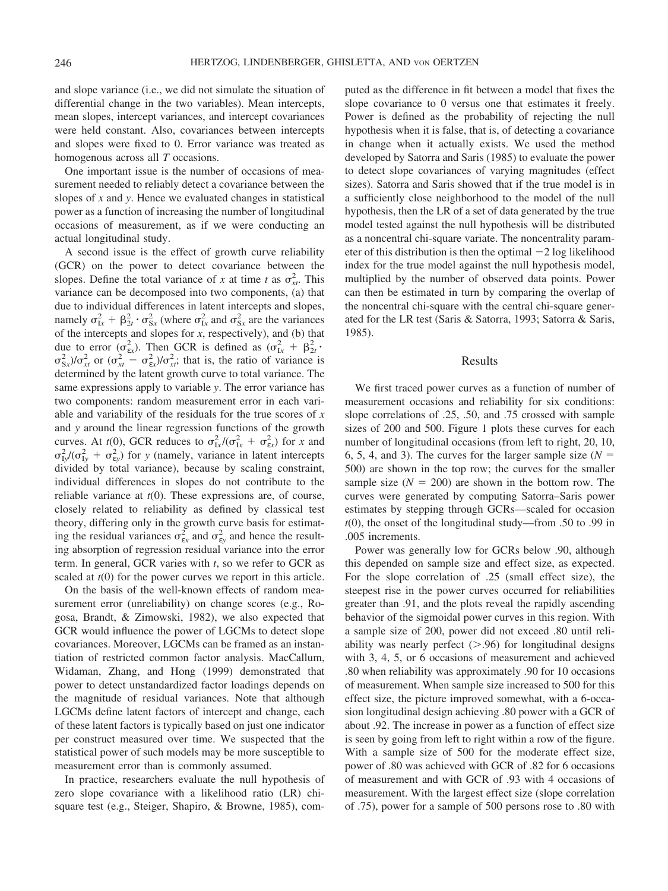and slope variance (i.e., we did not simulate the situation of differential change in the two variables). Mean intercepts, mean slopes, intercept variances, and intercept covariances were held constant. Also, covariances between intercepts and slopes were fixed to 0. Error variance was treated as homogenous across all *T* occasions.

One important issue is the number of occasions of measurement needed to reliably detect a covariance between the slopes of *x* and *y*. Hence we evaluated changes in statistical power as a function of increasing the number of longitudinal occasions of measurement, as if we were conducting an actual longitudinal study.

A second issue is the effect of growth curve reliability (GCR) on the power to detect covariance between the slopes. Define the total variance of *x* at time *t* as $\sigma^2_{xt}$. This variance can be decomposed into two components, (a) that due to individual differences in latent intercepts and slopes, namely $\sigma^2_{Ix} + \beta^2_{2t} \cdot \sigma^2_{Sx}$ (where $\sigma^2_{Ix}$ and $\sigma^2_{Sx}$ are the variances of the intercepts and slopes for *x*, respectively), and (b) that due to error ($\sigma^2_{\varepsilon x}$). Then GCR is defined as $(\sigma^2_{Ix} + \beta^2_{2t} \cdot \sigma^2_{Sx})/\sigma^2_{xt}$ or $(\sigma^2_{xt} - \sigma^2_{\varepsilon x})/\sigma^2_{xt}$; that is, the ratio of variance is determined by the latent growth curve to total variance. The same expressions apply to variable *y*. The error variance has two components: random measurement error in each variable and variability of the residuals for the true scores of *x* and *y* around the linear regression functions of the growth curves. At *t*(0), GCR reduces to $\sigma^2_{Ix}/(\sigma^2_{Ix} + \sigma^2_{\varepsilon x})$ for *x* and $\sigma^2_{Iy}/(\sigma^2_{Iy} + \sigma^2_{\varepsilon y})$ for *y* (namely, variance in latent intercepts divided by total variance), because by scaling constraint, individual differences in slopes do not contribute to the reliable variance at *t*(0). These expressions are, of course, closely related to reliability as defined by classical test theory, differing only in the growth curve basis for estimating the residual variances $\sigma^2_{\varepsilon x}$ and $\sigma^2_{\varepsilon y}$ and hence the resulting absorption of regression residual variance into the error term. In general, GCR varies with *t*, so we refer to GCR as scaled at *t*(0) for the power curves we report in this article.

On the basis of the well-known effects of random measurement error (unreliability) on change scores (e.g., Rogosa, Brandt, & Zimowski, 1982), we also expected that GCR would influence the power of LGCMs to detect slope covariances. Moreover, LGCMs can be framed as an instantiation of restricted common factor analysis. MacCallum, Widaman, Zhang, and Hong (1999) demonstrated that power to detect unstandardized factor loadings depends on the magnitude of residual variances. Note that although LGCMs define latent factors of intercept and change, each of these latent factors is typically based on just one indicator per construct measured over time. We suspected that the statistical power of such models may be more susceptible to measurement error than is commonly assumed.

In practice, researchers evaluate the null hypothesis of zero slope covariance with a likelihood ratio (LR) chi-square test (e.g., Steiger, Shapiro, & Browne, 1985), computed as the difference in fit between a model that fixes the slope covariance to 0 versus one that estimates it freely. Power is defined as the probability of rejecting the null hypothesis when it is false, that is, of detecting a covariance in change when it actually exists. We used the method developed by Satorra and Saris (1985) to evaluate the power to detect slope covariances of varying magnitudes (effect sizes). Satorra and Saris showed that if the true model is in a sufficiently close neighborhood to the model of the null hypothesis, then the LR of a set of data generated by the true model tested against the null hypothesis will be distributed as a noncentral chi-square variate. The noncentrality parameter of this distribution is then the optimal −2 log likelihood index for the true model against the null hypothesis model, multiplied by the number of observed data points. Power can then be estimated in turn by comparing the overlap of the noncentral chi-square with the central chi-square generated for the LR test (Saris & Satorra, 1993; Satorra & Saris, 1985).

## Results

We first traced power curves as a function of number of measurement occasions and reliability for six conditions: slope correlations of .25, .50, and .75 crossed with sample sizes of 200 and 500. Figure 1 plots these curves for each number of longitudinal occasions (from left to right, 20, 10, 6, 5, 4, and 3). The curves for the larger sample size ($N$ = 500) are shown in the top row; the curves for the smaller sample size ($N$ = 200) are shown in the bottom row. The curves were generated by computing Satorra–Saris power estimates by stepping through GCRs—scaled for occasion *t*(0), the onset of the longitudinal study—from .50 to .99 in .005 increments.

Power was generally low for GCRs below .90, although this depended on sample size and effect size, as expected. For the slope correlation of .25 (small effect size), the steepest rise in the power curves occurred for reliabilities greater than .91, and the plots reveal the rapidly ascending behavior of the sigmoidal power curves in this region. With a sample size of 200, power did not exceed .80 until reliability was nearly perfect (>.96) for longitudinal designs with 3, 4, 5, or 6 occasions of measurement and achieved .80 when reliability was approximately .90 for 10 occasions of measurement. When sample size increased to 500 for this effect size, the picture improved somewhat, with a 6-occasion longitudinal design achieving .80 power with a GCR of about .92. The increase in power as a function of effect size is seen by going from left to right within a row of the figure. With a sample size of 500 for the moderate effect size, power of .80 was achieved with GCR of .82 for 6 occasions of measurement and with GCR of .93 with 4 occasions of measurement. With the largest effect size (slope correlation of .75), power for a sample of 500 persons rose to .80 with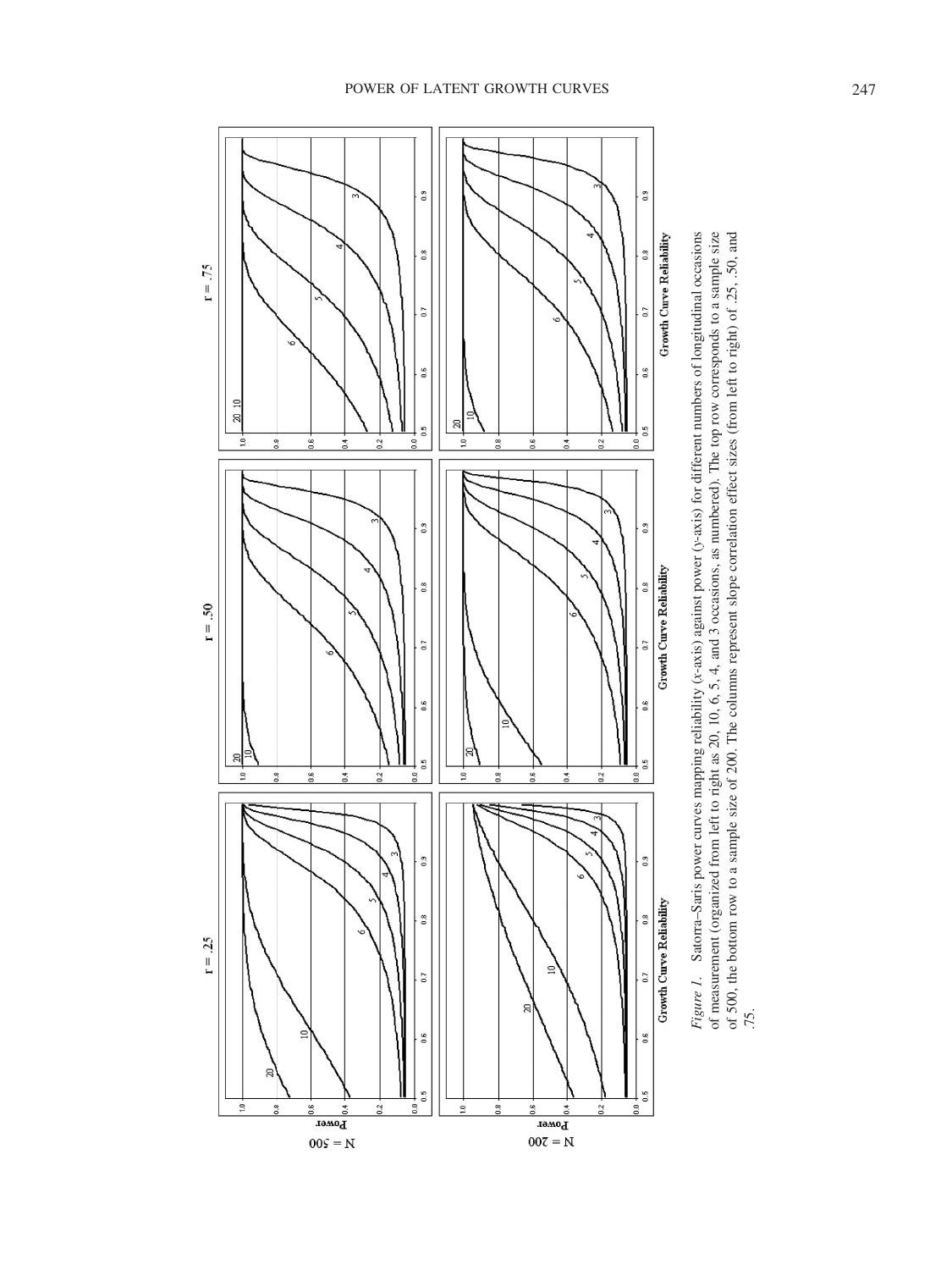*Figure 1.* Satorra–Saris power curves mapping reliability (*x*-axis) against power (*y*-axis) for different numbers of longitudinal occasions of measurement (organized from left to right as 20, 10, 6, 5, 4, and 3 occasions, as numbered). The top row corresponds to a sample size of 500, the bottom row to a sample size of 200. The columns represent slope correlation effect sizes (from left to right) of .25, .50, and .75.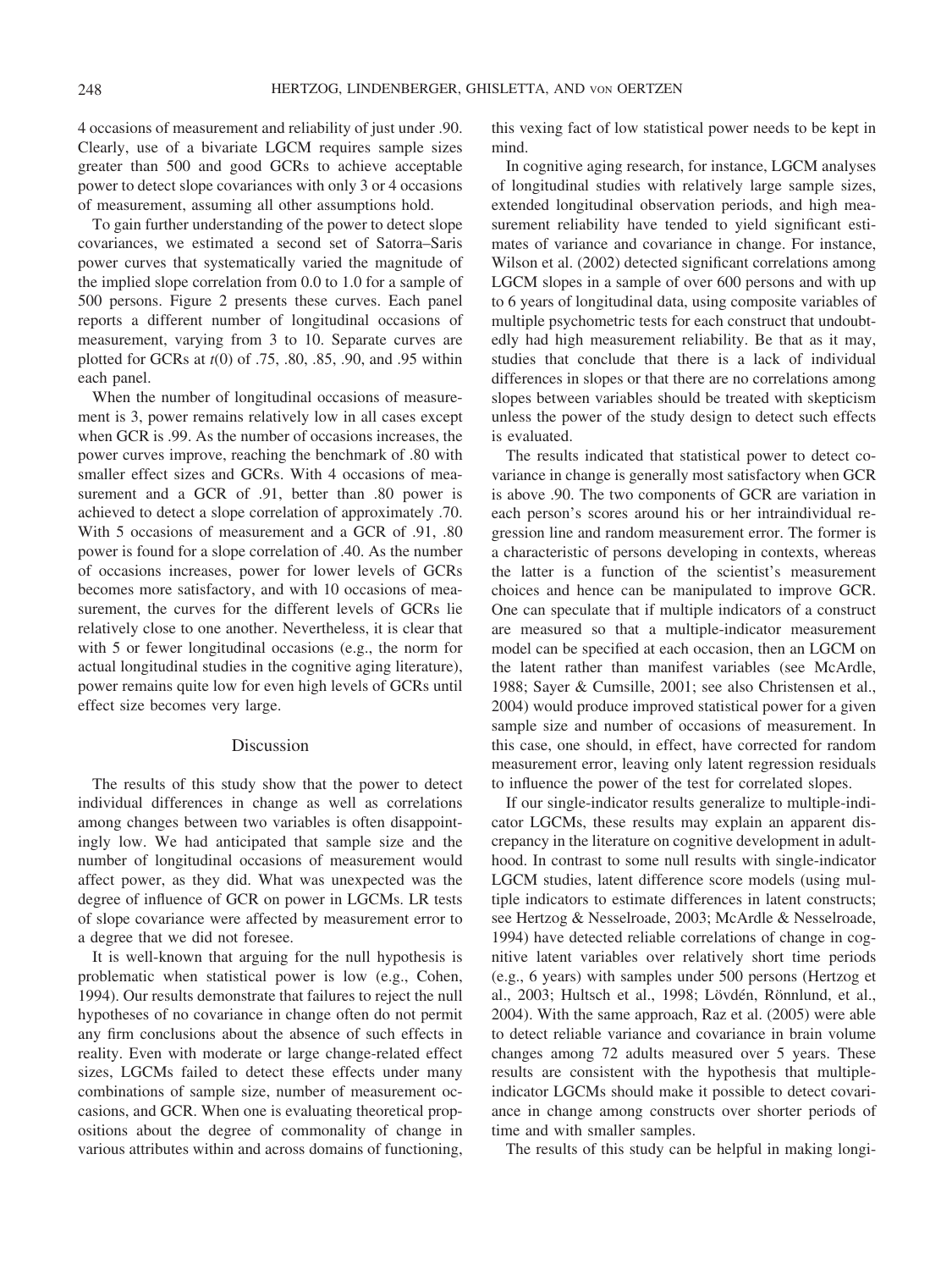4 occasions of measurement and reliability of just under .90. Clearly, use of a bivariate LGCM requires sample sizes greater than 500 and good GCRs to achieve acceptable power to detect slope covariances with only 3 or 4 occasions of measurement, assuming all other assumptions hold.

To gain further understanding of the power to detect slope covariances, we estimated a second set of Satorra–Saris power curves that systematically varied the magnitude of the implied slope correlation from 0.0 to 1.0 for a sample of 500 persons. Figure 2 presents these curves. Each panel reports a different number of longitudinal occasions of measurement, varying from 3 to 10. Separate curves are plotted for GCRs at $t(0)$ of .75, .80, .85, .90, and .95 within each panel.

When the number of longitudinal occasions of measurement is 3, power remains relatively low in all cases except when GCR is .99. As the number of occasions increases, the power curves improve, reaching the benchmark of .80 with smaller effect sizes and GCRs. With 4 occasions of measurement and a GCR of .91, better than .80 power is achieved to detect a slope correlation of approximately .70. With 5 occasions of measurement and a GCR of .91, .80 power is found for a slope correlation of .40. As the number of occasions increases, power for lower levels of GCRs becomes more satisfactory, and with 10 occasions of measurement, the curves for the different levels of GCRs lie relatively close to one another. Nevertheless, it is clear that with 5 or fewer longitudinal occasions (e.g., the norm for actual longitudinal studies in the cognitive aging literature), power remains quite low for even high levels of GCRs until effect size becomes very large.

## Discussion

The results of this study show that the power to detect individual differences in change as well as correlations among changes between two variables is often disappointingly low. We had anticipated that sample size and the number of longitudinal occasions of measurement would affect power, as they did. What was unexpected was the degree of influence of GCR on power in LGCMs. LR tests of slope covariance were affected by measurement error to a degree that we did not foresee.

It is well-known that arguing for the null hypothesis is problematic when statistical power is low (e.g., Cohen, 1994). Our results demonstrate that failures to reject the null hypotheses of no covariance in change often do not permit any firm conclusions about the absence of such effects in reality. Even with moderate or large change-related effect sizes, LGCMs failed to detect these effects under many combinations of sample size, number of measurement occasions, and GCR. When one is evaluating theoretical propositions about the degree of commonality of change in various attributes within and across domains of functioning, this vexing fact of low statistical power needs to be kept in mind.

In cognitive aging research, for instance, LGCM analyses of longitudinal studies with relatively large sample sizes, extended longitudinal observation periods, and high measurement reliability have tended to yield significant estimates of variance and covariance in change. For instance, Wilson et al. (2002) detected significant correlations among LGCM slopes in a sample of over 600 persons and with up to 6 years of longitudinal data, using composite variables of multiple psychometric tests for each construct that undoubtedly had high measurement reliability. Be that as it may, studies that conclude that there is a lack of individual differences in slopes or that there are no correlations among slopes between variables should be treated with skepticism unless the power of the study design to detect such effects is evaluated.

The results indicated that statistical power to detect covariance in change is generally most satisfactory when GCR is above .90. The two components of GCR are variation in each person's scores around his or her intraindividual regression line and random measurement error. The former is a characteristic of persons developing in contexts, whereas the latter is a function of the scientist's measurement choices and hence can be manipulated to improve GCR. One can speculate that if multiple indicators of a construct are measured so that a multiple-indicator measurement model can be specified at each occasion, then an LGCM on the latent rather than manifest variables (see McArdle, 1988; Sayer & Cumsille, 2001; see also Christensen et al., 2004) would produce improved statistical power for a given sample size and number of occasions of measurement. In this case, one should, in effect, have corrected for random measurement error, leaving only latent regression residuals to influence the power of the test for correlated slopes.

If our single-indicator results generalize to multiple-indicator LGCMs, these results may explain an apparent discrepancy in the literature on cognitive development in adulthood. In contrast to some null results with single-indicator LGCM studies, latent difference score models (using multiple indicators to estimate differences in latent constructs; see Hertzog & Nesselroade, 2003; McArdle & Nesselroade, 1994) have detected reliable correlations of change in cognitive latent variables over relatively short time periods (e.g., 6 years) with samples under 500 persons (Hertzog et al., 2003; Hultsch et al., 1998; Lövdén, Rönnlund, et al., 2004). With the same approach, Raz et al. (2005) were able to detect reliable variance and covariance in brain volume changes among 72 adults measured over 5 years. These results are consistent with the hypothesis that multiple-indicator LGCMs should make it possible to detect covariance in change among constructs over shorter periods of time and with smaller samples.

The results of this study can be helpful in making longi-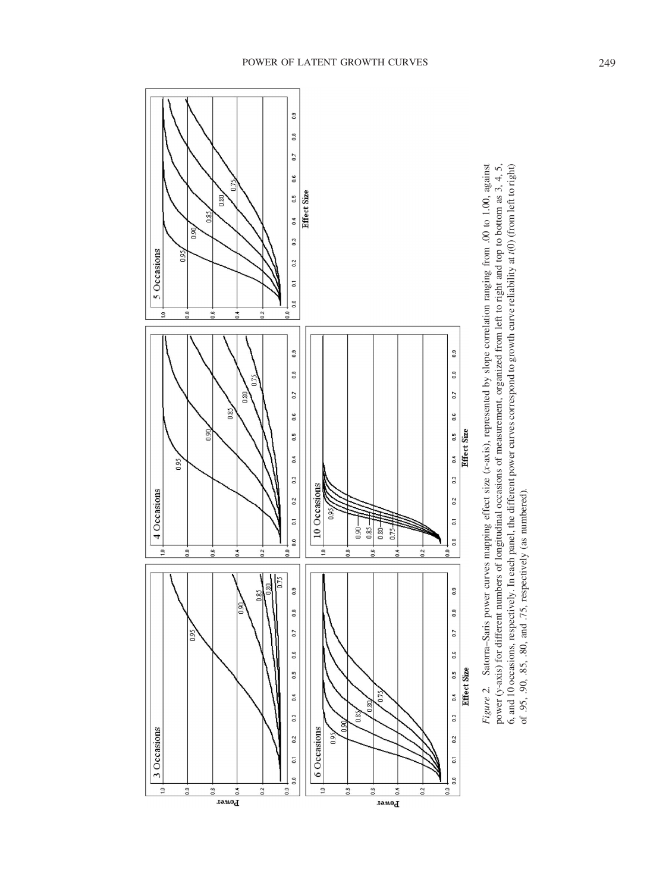*Figure 2.* Satorra–Saris power curves mapping effect size ($x$-axis), represented by slope correlation ranging from .00 to 1.00, against power ($y$-axis) for different numbers of longitudinal occasions of measurement, organized from left to right and top to bottom as 3, 4, 5, 6, and 10 occasions, respectively. In each panel, the different power curves correspond to growth curve reliability at $t(0)$ (from left to right) of .95, .90, .85, .80, and .75, respectively (as numbered).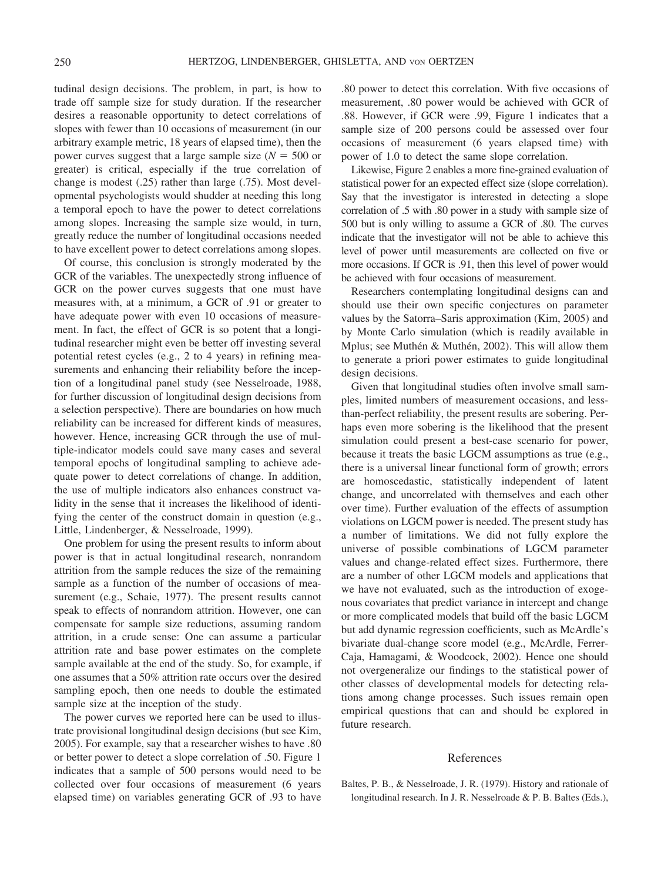tudinal design decisions. The problem, in part, is how to trade off sample size for study duration. If the researcher desires a reasonable opportunity to detect correlations of slopes with fewer than 10 occasions of measurement (in our arbitrary example metric, 18 years of elapsed time), then the power curves suggest that a large sample size ($N = 500$ or greater) is critical, especially if the true correlation of change is modest (.25) rather than large (.75). Most developmental psychologists would shudder at needing this long a temporal epoch to have the power to detect correlations among slopes. Increasing the sample size would, in turn, greatly reduce the number of longitudinal occasions needed to have excellent power to detect correlations among slopes.

Of course, this conclusion is strongly moderated by the GCR of the variables. The unexpectedly strong influence of GCR on the power curves suggests that one must have measures with, at a minimum, a GCR of .91 or greater to have adequate power with even 10 occasions of measurement. In fact, the effect of GCR is so potent that a longitudinal researcher might even be better off investing several potential retest cycles (e.g., 2 to 4 years) in refining measurements and enhancing their reliability before the inception of a longitudinal panel study (see Nesselroade, 1988, for further discussion of longitudinal design decisions from a selection perspective). There are boundaries on how much reliability can be increased for different kinds of measures, however. Hence, increasing GCR through the use of multiple-indicator models could save many cases and several temporal epochs of longitudinal sampling to achieve adequate power to detect correlations of change. In addition, the use of multiple indicators also enhances construct validity in the sense that it increases the likelihood of identifying the center of the construct domain in question (e.g., Little, Lindenberger, & Nesselroade, 1999).

One problem for using the present results to inform about power is that in actual longitudinal research, nonrandom attrition from the sample reduces the size of the remaining sample as a function of the number of occasions of measurement (e.g., Schaie, 1977). The present results cannot speak to effects of nonrandom attrition. However, one can compensate for sample size reductions, assuming random attrition, in a crude sense: One can assume a particular attrition rate and base power estimates on the complete sample available at the end of the study. So, for example, if one assumes that a 50% attrition rate occurs over the desired sampling epoch, then one needs to double the estimated sample size at the inception of the study.

The power curves we reported here can be used to illustrate provisional longitudinal design decisions (but see Kim, 2005). For example, say that a researcher wishes to have .80 or better power to detect a slope correlation of .50. Figure 1 indicates that a sample of 500 persons would need to be collected over four occasions of measurement (6 years elapsed time) on variables generating GCR of .93 to have .80 power to detect this correlation. With five occasions of measurement, .80 power would be achieved with GCR of .88. However, if GCR were .99, Figure 1 indicates that a sample size of 200 persons could be assessed over four occasions of measurement (6 years elapsed time) with power of 1.0 to detect the same slope correlation.

Likewise, Figure 2 enables a more fine-grained evaluation of statistical power for an expected effect size (slope correlation). Say that the investigator is interested in detecting a slope correlation of .5 with .80 power in a study with sample size of 500 but is only willing to assume a GCR of .80. The curves indicate that the investigator will not be able to achieve this level of power until measurements are collected on five or more occasions. If GCR is .91, then this level of power would be achieved with four occasions of measurement.

Researchers contemplating longitudinal designs can and should use their own specific conjectures on parameter values by the Satorra–Saris approximation (Kim, 2005) and by Monte Carlo simulation (which is readily available in Mplus; see Muthén & Muthén, 2002). This will allow them to generate a priori power estimates to guide longitudinal design decisions.

Given that longitudinal studies often involve small samples, limited numbers of measurement occasions, and less-than-perfect reliability, the present results are sobering. Perhaps even more sobering is the likelihood that the present simulation could present a best-case scenario for power, because it treats the basic LGCM assumptions as true (e.g., there is a universal linear functional form of growth; errors are homoscedastic, statistically independent of latent change, and uncorrelated with themselves and each other over time). Further evaluation of the effects of assumption violations on LGCM power is needed. The present study has a number of limitations. We did not fully explore the universe of possible combinations of LGCM parameter values and change-related effect sizes. Furthermore, there are a number of other LGCM models and applications that we have not evaluated, such as the introduction of exogenous covariates that predict variance in intercept and change or more complicated models that build off the basic LGCM but add dynamic regression coefficients, such as McArdle's bivariate dual-change score model (e.g., McArdle, Ferrer-Caja, Hamagami, & Woodcock, 2002). Hence one should not overgeneralize our findings to the statistical power of other classes of developmental models for detecting relations among change processes. Such issues remain open empirical questions that can and should be explored in future research.

## References

Baltes, P. B., & Nesselroade, J. R. (1979). History and rationale of longitudinal research. In J. R. Nesselroade & P. B. Baltes (Eds.),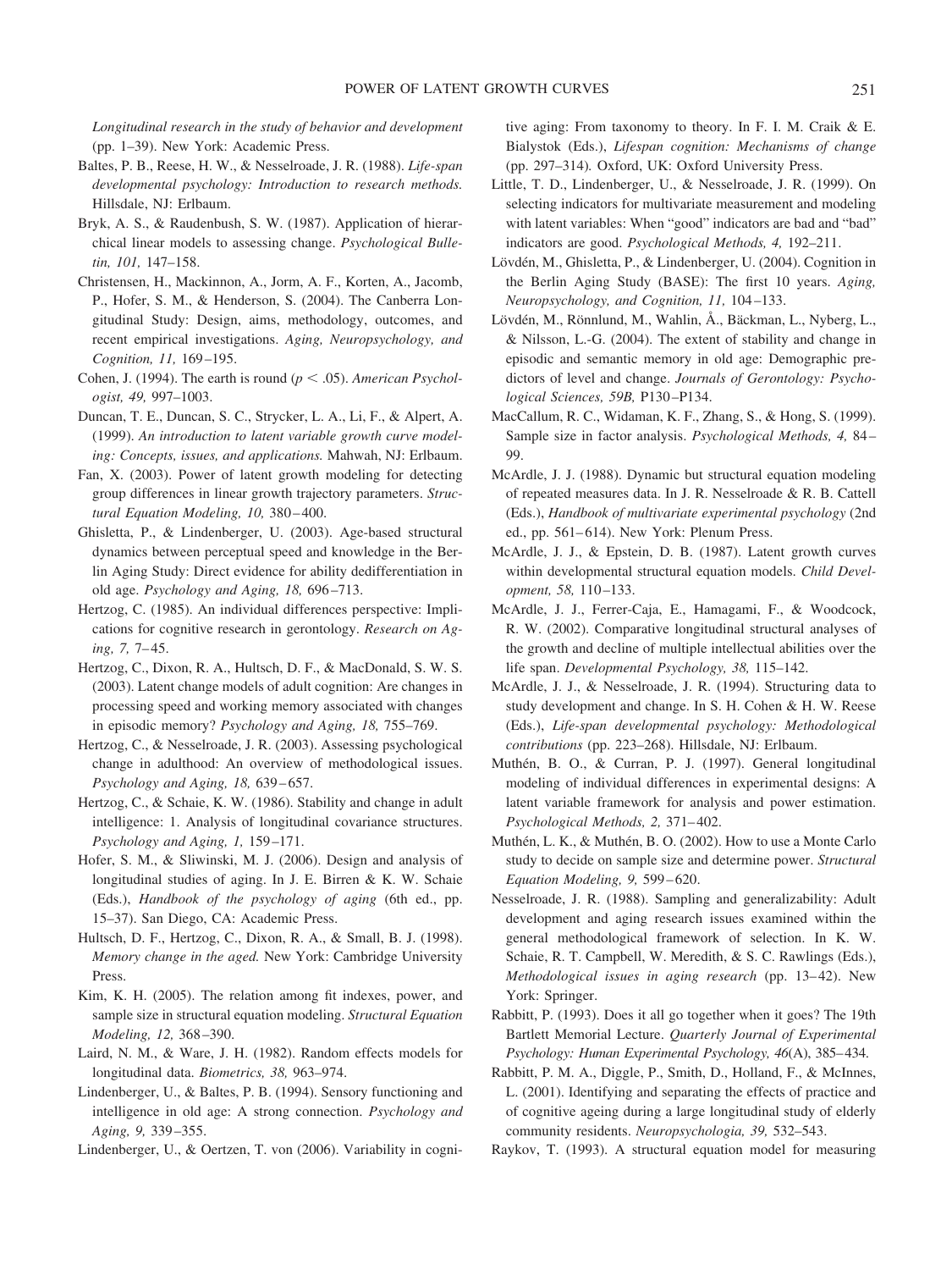*Longitudinal research in the study of behavior and development* (pp. 1–39). New York: Academic Press.

Baltes, P. B., Reese, H. W., & Nesselroade, J. R. (1988). *Life-span developmental psychology: Introduction to research methods.* Hillsdale, NJ: Erlbaum.

Bryk, A. S., & Raudenbush, S. W. (1987). Application of hierarchical linear models to assessing change. *Psychological Bulletin, 101,* 147–158.

Christensen, H., Mackinnon, A., Jorm, A. F., Korten, A., Jacomb, P., Hofer, S. M., & Henderson, S. (2004). The Canberra Longitudinal Study: Design, aims, methodology, outcomes, and recent empirical investigations. *Aging, Neuropsychology, and Cognition, 11,* 169–195.

Cohen, J. (1994). The earth is round ($p < .05$). *American Psychologist, 49,* 997–1003.

Duncan, T. E., Duncan, S. C., Strycker, L. A., Li, F., & Alpert, A. (1999). *An introduction to latent variable growth curve modeling: Concepts, issues, and applications.* Mahwah, NJ: Erlbaum.

Fan, X. (2003). Power of latent growth modeling for detecting group differences in linear growth trajectory parameters. *Structural Equation Modeling, 10,* 380–400.

Ghisletta, P., & Lindenberger, U. (2003). Age-based structural dynamics between perceptual speed and knowledge in the Berlin Aging Study: Direct evidence for ability dedifferentiation in old age. *Psychology and Aging, 18,* 696–713.

Hertzog, C. (1985). An individual differences perspective: Implications for cognitive research in gerontology. *Research on Aging, 7,* 7–45.

Hertzog, C., Dixon, R. A., Hultsch, D. F., & MacDonald, S. W. S. (2003). Latent change models of adult cognition: Are changes in processing speed and working memory associated with changes in episodic memory? *Psychology and Aging, 18,* 755–769.

Hertzog, C., & Nesselroade, J. R. (2003). Assessing psychological change in adulthood: An overview of methodological issues. *Psychology and Aging, 18,* 639–657.

Hertzog, C., & Schaie, K. W. (1986). Stability and change in adult intelligence: 1. Analysis of longitudinal covariance structures. *Psychology and Aging, 1,* 159–171.

Hofer, S. M., & Sliwinski, M. J. (2006). Design and analysis of longitudinal studies of aging. In J. E. Birren & K. W. Schaie (Eds.), *Handbook of the psychology of aging* (6th ed., pp. 15–37). San Diego, CA: Academic Press.

Hultsch, D. F., Hertzog, C., Dixon, R. A., & Small, B. J. (1998). *Memory change in the aged.* New York: Cambridge University Press.

Kim, K. H. (2005). The relation among fit indexes, power, and sample size in structural equation modeling. *Structural Equation Modeling, 12,* 368–390.

Laird, N. M., & Ware, J. H. (1982). Random effects models for longitudinal data. *Biometrics, 38,* 963–974.

Lindenberger, U., & Baltes, P. B. (1994). Sensory functioning and intelligence in old age: A strong connection. *Psychology and Aging, 9,* 339–355.

Lindenberger, U., & Oertzen, T. von (2006). Variability in cognitive aging: From taxonomy to theory. In F. I. M. Craik & E. Bialystok (Eds.), *Lifespan cognition: Mechanisms of change* (pp. 297–314). Oxford, UK: Oxford University Press.

Little, T. D., Lindenberger, U., & Nesselroade, J. R. (1999). On selecting indicators for multivariate measurement and modeling with latent variables: When "good" indicators are bad and "bad" indicators are good. *Psychological Methods, 4,* 192–211.

Lövdén, M., Ghisletta, P., & Lindenberger, U. (2004). Cognition in the Berlin Aging Study (BASE): The first 10 years. *Aging, Neuropsychology, and Cognition, 11,* 104–133.

Lövdén, M., Rönnlund, M., Wahlin, Å., Bäckman, L., Nyberg, L., & Nilsson, L.-G. (2004). The extent of stability and change in episodic and semantic memory in old age: Demographic predictors of level and change. *Journals of Gerontology: Psychological Sciences, 59B,* P130–P134.

MacCallum, R. C., Widaman, K. F., Zhang, S., & Hong, S. (1999). Sample size in factor analysis. *Psychological Methods, 4,* 84–99.

McArdle, J. J. (1988). Dynamic but structural equation modeling of repeated measures data. In J. R. Nesselroade & R. B. Cattell (Eds.), *Handbook of multivariate experimental psychology* (2nd ed., pp. 561–614). New York: Plenum Press.

McArdle, J. J., & Epstein, D. B. (1987). Latent growth curves within developmental structural equation models. *Child Development, 58,* 110–133.

McArdle, J. J., Ferrer-Caja, E., Hamagami, F., & Woodcock, R. W. (2002). Comparative longitudinal structural analyses of the growth and decline of multiple intellectual abilities over the life span. *Developmental Psychology, 38,* 115–142.

McArdle, J. J., & Nesselroade, J. R. (1994). Structuring data to study development and change. In S. H. Cohen & H. W. Reese (Eds.), *Life-span developmental psychology: Methodological contributions* (pp. 223–268). Hillsdale, NJ: Erlbaum.

Muthén, B. O., & Curran, P. J. (1997). General longitudinal modeling of individual differences in experimental designs: A latent variable framework for analysis and power estimation. *Psychological Methods, 2,* 371–402.

Muthén, L. K., & Muthén, B. O. (2002). How to use a Monte Carlo study to decide on sample size and determine power. *Structural Equation Modeling, 9,* 599–620.

Nesselroade, J. R. (1988). Sampling and generalizability: Adult development and aging research issues examined within the general methodological framework of selection. In K. W. Schaie, R. T. Campbell, W. Meredith, & S. C. Rawlings (Eds.), *Methodological issues in aging research* (pp. 13–42). New York: Springer.

Rabbitt, P. (1993). Does it all go together when it goes? The 19th Bartlett Memorial Lecture. *Quarterly Journal of Experimental Psychology: Human Experimental Psychology, 46*(A), 385–434.

Rabbitt, P. M. A., Diggle, P., Smith, D., Holland, F., & McInnes, L. (2001). Identifying and separating the effects of practice and of cognitive ageing during a large longitudinal study of elderly community residents. *Neuropsychologia, 39,* 532–543.

Raykov, T. (1993). A structural equation model for measuring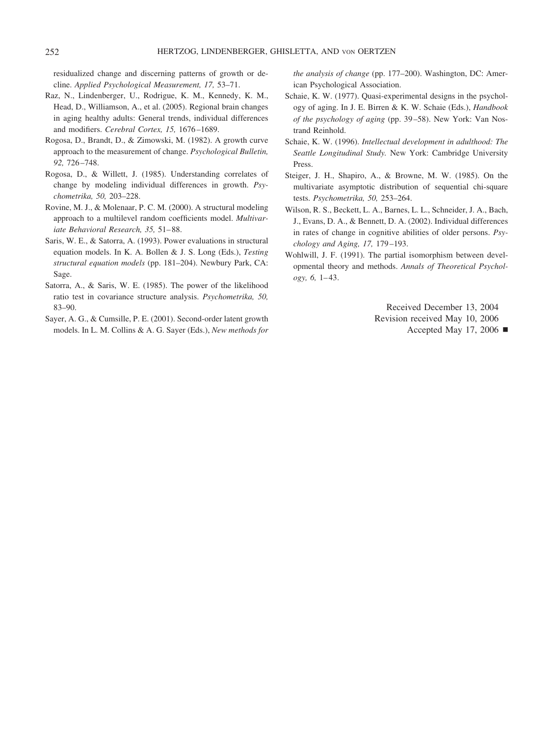residualized change and discerning patterns of growth or decline. *Applied Psychological Measurement, 17,* 53–71.

Raz, N., Lindenberger, U., Rodrigue, K. M., Kennedy, K. M., Head, D., Williamson, A., et al. (2005). Regional brain changes in aging healthy adults: General trends, individual differences and modifiers. *Cerebral Cortex, 15,* 1676–1689.

Rogosa, D., Brandt, D., & Zimowski, M. (1982). A growth curve approach to the measurement of change. *Psychological Bulletin, 92,* 726–748.

Rogosa, D., & Willett, J. (1985). Understanding correlates of change by modeling individual differences in growth. *Psychometrika, 50,* 203–228.

Rovine, M. J., & Molenaar, P. C. M. (2000). A structural modeling approach to a multilevel random coefficients model. *Multivariate Behavioral Research, 35,* 51–88.

Saris, W. E., & Satorra, A. (1993). Power evaluations in structural equation models. In K. A. Bollen & J. S. Long (Eds.), *Testing structural equation models* (pp. 181–204). Newbury Park, CA: Sage.

Satorra, A., & Saris, W. E. (1985). The power of the likelihood ratio test in covariance structure analysis. *Psychometrika, 50,* 83–90.

Sayer, A. G., & Cumsille, P. E. (2001). Second-order latent growth models. In L. M. Collins & A. G. Sayer (Eds.), *New methods for the analysis of change* (pp. 177–200). Washington, DC: American Psychological Association.

Schaie, K. W. (1977). Quasi-experimental designs in the psychology of aging. In J. E. Birren & K. W. Schaie (Eds.), *Handbook of the psychology of aging* (pp. 39–58). New York: Van Nostrand Reinhold.

Schaie, K. W. (1996). *Intellectual development in adulthood: The Seattle Longitudinal Study.* New York: Cambridge University Press.

Steiger, J. H., Shapiro, A., & Browne, M. W. (1985). On the multivariate asymptotic distribution of sequential chi-square tests. *Psychometrika, 50,* 253–264.

Wilson, R. S., Beckett, L. A., Barnes, L. L., Schneider, J. A., Bach, J., Evans, D. A., & Bennett, D. A. (2002). Individual differences in rates of change in cognitive abilities of older persons. *Psychology and Aging, 17,* 179–193.

Wohlwill, J. F. (1991). The partial isomorphism between developmental theory and methods. *Annals of Theoretical Psychology, 6,* 1–43.

Received December 13, 2004
Revision received May 10, 2006
Accepted May 17, 2006 ■